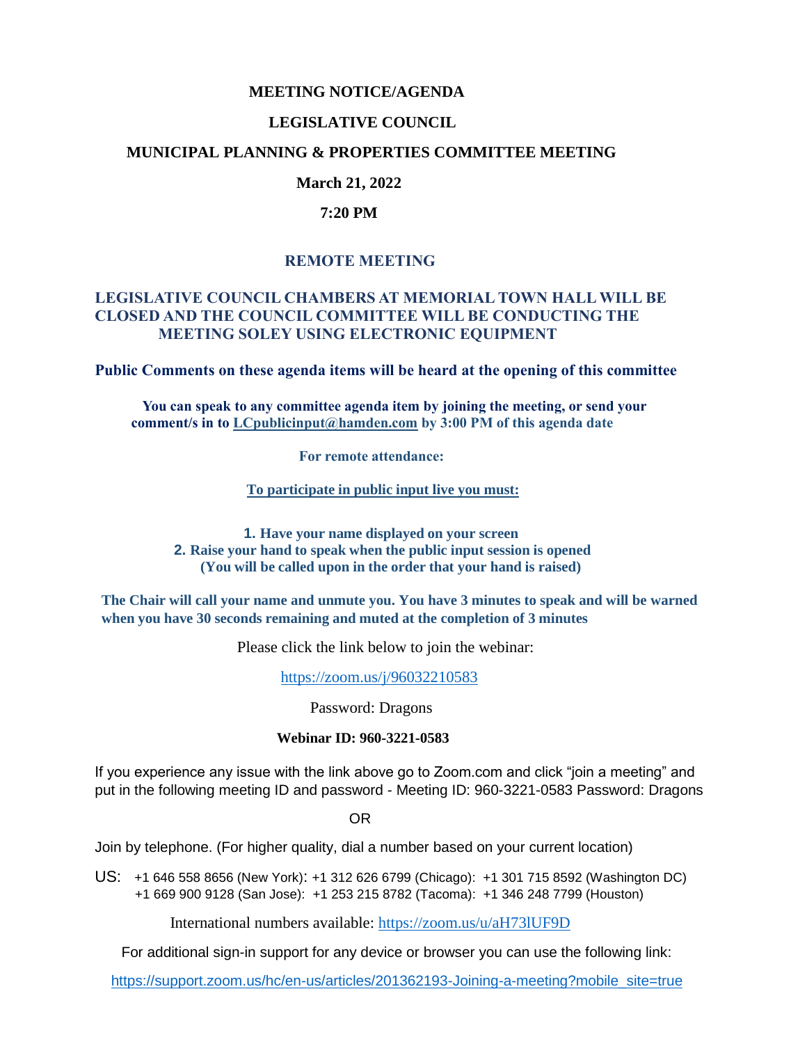# MEETING NOTICE/AGENDA

## LEGISLATIVE COUNCIL

## MUNICIPAL PLANNING & PROPERTIES COMMITTEE MEETING

**March 21, 2022**

**7:20 PM**

## REMOTE MEETING

**LEGISLATIVE COUNCIL CHAMBERS AT MEMORIAL TOWN HALL WILL BE CLOSED AND THE COUNCIL COMMITTEE WILL BE CONDUCTING THE MEETING SOLEY USING ELECTRONIC EQUIPMENT**

**Public Comments on these agenda items will be heard at the opening of this committee**

**You can speak to any committee agenda item by joining the meeting, or send your comment/s in to [LCpublicinput@hamden.com](mailto:LCpublicinput@hamden.com) by 3:00 PM of this agenda date**

**For remote attendance:**

**To participate in public input live you must:**

1. **Have your name displayed on your screen**
2. **Raise your hand to speak when the public input session is opened (You will be called upon in the order that your hand is raised)**

**The Chair will call your name and unmute you. You have 3 minutes to speak and will be warned when you have 30 seconds remaining and muted at the completion of 3 minutes**

Please click the link below to join the webinar:

[https://zoom.us/j/96032210583](https://zoom.us/j/96032210583)

Password: Dragons

**Webinar ID: 960-3221-0583**

If you experience any issue with the link above go to Zoom.com and click "join a meeting" and put in the following meeting ID and password - Meeting ID: 960-3221-0583 Password: Dragons

OR

Join by telephone. (For higher quality, dial a number based on your current location)

US: +1 646 558 8656 (New York): +1 312 626 6799 (Chicago): +1 301 715 8592 (Washington DC) +1 669 900 9128 (San Jose): +1 253 215 8782 (Tacoma): +1 346 248 7799 (Houston)

International numbers available: [https://zoom.us/u/aH73lUF9D](https://zoom.us/u/aH73lUF9D)

For additional sign-in support for any device or browser you can use the following link:

[https://support.zoom.us/hc/en-us/articles/201362193-Joining-a-meeting?mobile_site=true](https://support.zoom.us/hc/en-us/articles/201362193-Joining-a-meeting?mobile_site=true)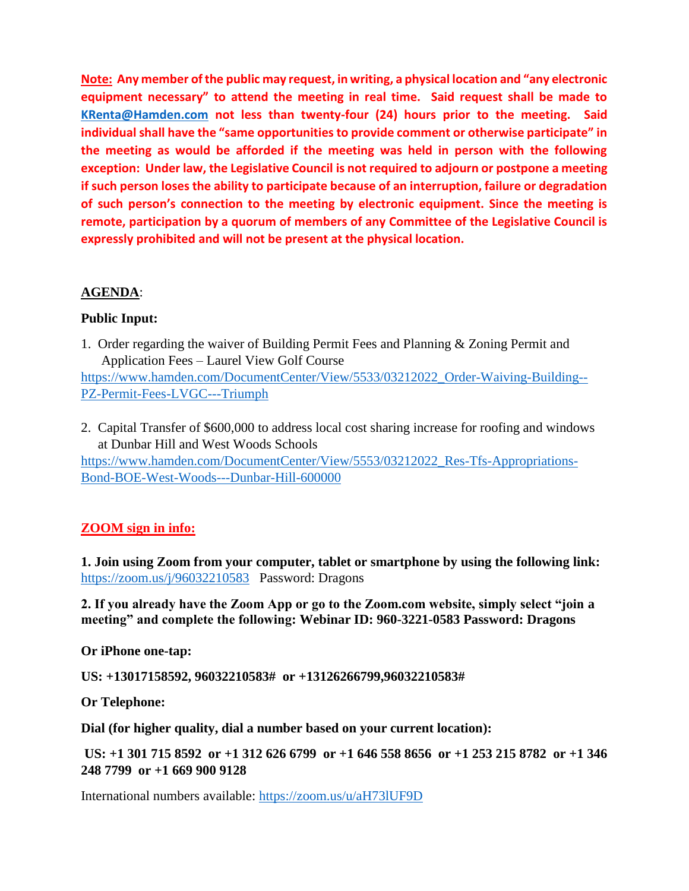**Note: Any member of the public may request, in writing, a physical location and "any electronic equipment necessary" to attend the meeting in real time. Said request shall be made to KRenta@Hamden.com not less than twenty-four (24) hours prior to the meeting. Said individual shall have the "same opportunities to provide comment or otherwise participate" in the meeting as would be afforded if the meeting was held in person with the following exception: Under law, the Legislative Council is not required to adjourn or postpone a meeting if such person loses the ability to participate because of an interruption, failure or degradation of such person's connection to the meeting by electronic equipment. Since the meeting is remote, participation by a quorum of members of any Committee of the Legislative Council is expressly prohibited and will not be present at the physical location.**

**AGENDA**:

**Public Input:**

1. Order regarding the waiver of Building Permit Fees and Planning & Zoning Permit and Application Fees – Laurel View Golf Course
https://www.hamden.com/DocumentCenter/View/5533/03212022_Order-Waiving-Building--PZ-Permit-Fees-LVGC---Triumph

2. Capital Transfer of $600,000 to address local cost sharing increase for roofing and windows at Dunbar Hill and West Woods Schools
https://www.hamden.com/DocumentCenter/View/5553/03212022_Res-Tfs-Appropriations-Bond-BOE-West-Woods---Dunbar-Hill-600000

**ZOOM sign in info:**

**1. Join using Zoom from your computer, tablet or smartphone by using the following link:** https://zoom.us/j/96032210583 Password: Dragons

**2. If you already have the Zoom App or go to the Zoom.com website, simply select "join a meeting" and complete the following: Webinar ID: 960-3221-0583 Password: Dragons**

**Or iPhone one-tap:**

**US: +13017158592, 96032210583# or +13126266799,96032210583#**

**Or Telephone:**

**Dial (for higher quality, dial a number based on your current location):**

**US: +1 301 715 8592 or +1 312 626 6799 or +1 646 558 8656 or +1 253 215 8782 or +1 346 248 7799 or +1 669 900 9128**

International numbers available: https://zoom.us/u/aH73lUF9D